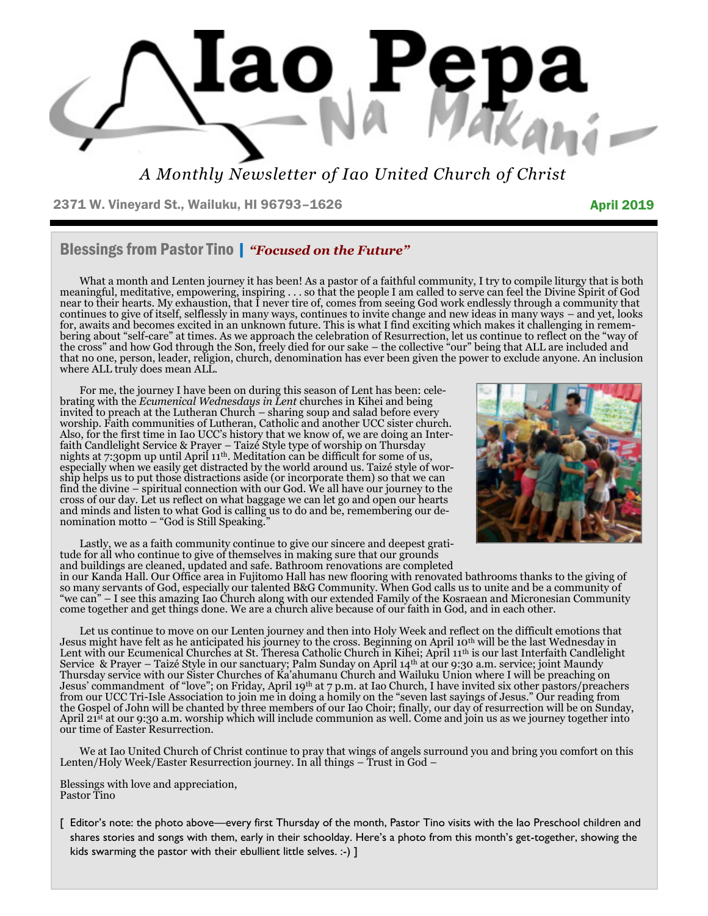# Iao Pepa Na Makani

*A Monthly Newsletter of Iao United Church of Christ*

2371 W. Vineyard St., Wailuku, HI 96793–1626

April 2019

## Blessings from Pastor Tino | *"Focused on the Future"*

What a month and Lenten journey it has been! As a pastor of a faithful community, I try to compile liturgy that is both meaningful, meditative, empowering, inspiring . . . so that the people I am called to serve can feel the Divine Spirit of God near to their hearts. My exhaustion, that I never tire of, comes from seeing God work endlessly through a community that continues to give of itself, selflessly in many ways, continues to invite change and new ideas in many ways – and yet, looks for, awaits and becomes excited in an unknown future. This is what I find exciting which makes it challenging in remembering about "self-care" at times. As we approach the celebration of Resurrection, let us continue to reflect on the "way of the cross" and how God through the Son, freely died for our sake – the collective "our" being that ALL are included and that no one, person, leader, religion, church, denomination has ever been given the power to exclude anyone. An inclusion where ALL truly does mean ALL.

For me, the journey I have been on during this season of Lent has been: celebrating with the *Ecumenical Wednesdays in Lent* churches in Kihei and being invited to preach at the Lutheran Church – sharing soup and salad before every worship. Faith communities of Lutheran, Catholic and another UCC sister church. Also, for the first time in Iao UCC's history that we know of, we are doing an Interfaith Candlelight Service & Prayer – Taizé Style type of worship on Thursday nights at 7:30pm up until April 11th. Meditation can be difficult for some of us, especially when we easily get distracted by the world around us. Taizé style of worship helps us to put those distractions aside (or incorporate them) so that we can find the divine – spiritual connection with our God. We all have our journey to the cross of our day. Let us reflect on what baggage we can let go and open our hearts and minds and listen to what God is calling us to do and be, remembering our denomination motto – "God is Still Speaking."

Lastly, we as a faith community continue to give our sincere and deepest gratitude for all who continue to give of themselves in making sure that our grounds and buildings are cleaned, updated and safe. Bathroom renovations are completed in our Kanda Hall. Our Office area in Fujitomo Hall has new flooring with renovated bathrooms thanks to the giving of so many servants of God, especially our talented B&G Community. When God calls us to unite and be a community of "we can" – I see this amazing Iao Church along with our extended Family of the Kosraean and Micronesian Community come together and get things done. We are a church alive because of our faith in God, and in each other.

Let us continue to move on our Lenten journey and then into Holy Week and reflect on the difficult emotions that Jesus might have felt as he anticipated his journey to the cross. Beginning on April 10th will be the last Wednesday in Lent with our Ecumenical Churches at St. Theresa Catholic Church in Kihei; April 11th is our last Interfaith Candlelight Service & Prayer – Taizé Style in our sanctuary; Palm Sunday on April 14th at our 9:30 a.m. service; joint Maundy Thursday service with our Sister Churches of Ka'ahumanu Church and Wailuku Union where I will be preaching on Jesus' commandment of "love"; on Friday, April 19th at 7 p.m. at Iao Church, I have invited six other pastors/preachers from our UCC Tri-Isle Association to join me in doing a homily on the "seven last sayings of Jesus." Our reading from the Gospel of John will be chanted by three members of our Iao Choir; finally, our day of resurrection will be on Sunday, April 21st at our 9:30 a.m. worship which will include communion as well. Come and join us as we journey together into our time of Easter Resurrection.

We at Iao United Church of Christ continue to pray that wings of angels surround you and bring you comfort on this Lenten/Holy Week/Easter Resurrection journey. In all things – Trust in God –

Blessings with love and appreciation,
Pastor Tino

[ Editor's note: the photo above—every first Thursday of the month, Pastor Tino visits with the Iao Preschool children and shares stories and songs with them, early in their schoolday. Here's a photo from this month's get-together, showing the kids swarming the pastor with their ebullient little selves. :-) ]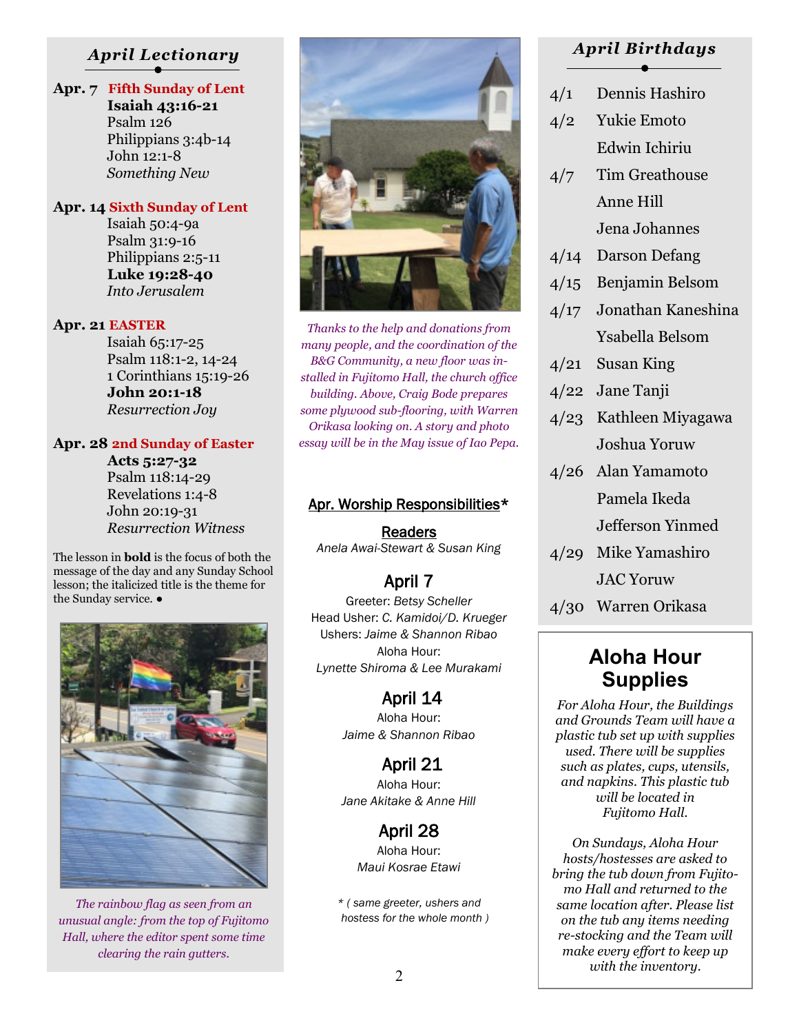## *April Lectionary*

**Apr. 7** **Fifth Sunday of Lent**
**Isaiah 43:16-21**
Psalm 126
Philippians 3:4b-14
John 12:1-8
*Something New*

**Apr. 14** **Sixth Sunday of Lent**
Isaiah 50:4-9a
Psalm 31:9-16
Philippians 2:5-11
**Luke 19:28-40**
*Into Jerusalem*

**Apr. 21** **EASTER**
Isaiah 65:17-25
Psalm 118:1-2, 14-24
1 Corinthians 15:19-26
**John 20:1-18**
*Resurrection Joy*

**Apr. 28** **2nd Sunday of Easter**
**Acts 5:27-32**
Psalm 118:14-29
Revelations 1:4-8
John 20:19-31
*Resurrection Witness*

The lesson in **bold** is the focus of both the message of the day and any Sunday School lesson; the italicized title is the theme for the Sunday service. ●

*The rainbow flag as seen from an unusual angle: from the top of Fujitomo Hall, where the editor spent some time clearing the rain gutters.*

*Thanks to the help and donations from many people, and the coordination of the B&G Community, a new floor was installed in Fujitomo Hall, the church office building. Above, Craig Bode prepares some plywood sub-flooring, with Warren Orikasa looking on. A story and photo essay will be in the May issue of Iao Pepa.*

## Apr. Worship Responsibilities*

**Readers**
*Anela Awai-Stewart & Susan King*

### April 7
Greeter: *Betsy Scheller*
Head Usher: *C. Kamidoi/D. Krueger*
Ushers: *Jaime & Shannon Ribao*
Aloha Hour:
*Lynette Shiroma & Lee Murakami*

### April 14
Aloha Hour:
*Jaime & Shannon Ribao*

### April 21
Aloha Hour:
*Jane Akitake & Anne Hill*

### April 28
Aloha Hour:
*Maui Kosrae Etawi*

\* ( same greeter, ushers and hostess for the whole month )

## *April Birthdays*

| | |
|---|---|
| 4/1 | Dennis Hashiro |
| 4/2 | Yukie Emoto |
| | Edwin Ichiriu |
| 4/7 | Tim Greathouse |
| | Anne Hill |
| | Jena Johannes |
| 4/14 | Darson Defang |
| 4/15 | Benjamin Belsom |
| 4/17 | Jonathan Kaneshina |
| | Ysabella Belsom |
| 4/21 | Susan King |
| 4/22 | Jane Tanji |
| 4/23 | Kathleen Miyagawa |
| | Joshua Yoruw |
| 4/26 | Alan Yamamoto |
| | Pamela Ikeda |
| | Jefferson Yinmed |
| 4/29 | Mike Yamashiro |
| | JAC Yoruw |
| 4/30 | Warren Orikasa |

## Aloha Hour Supplies

*For Aloha Hour, the Buildings and Grounds Team will have a plastic tub set up with supplies used. There will be supplies such as plates, cups, utensils, and napkins. This plastic tub will be located in Fujitomo Hall.*

*On Sundays, Aloha Hour hosts/hostesses are asked to bring the tub down from Fujitomo Hall and returned to the same location after. Please list on the tub any items needing re-stocking and the Team will make every effort to keep up with the inventory.*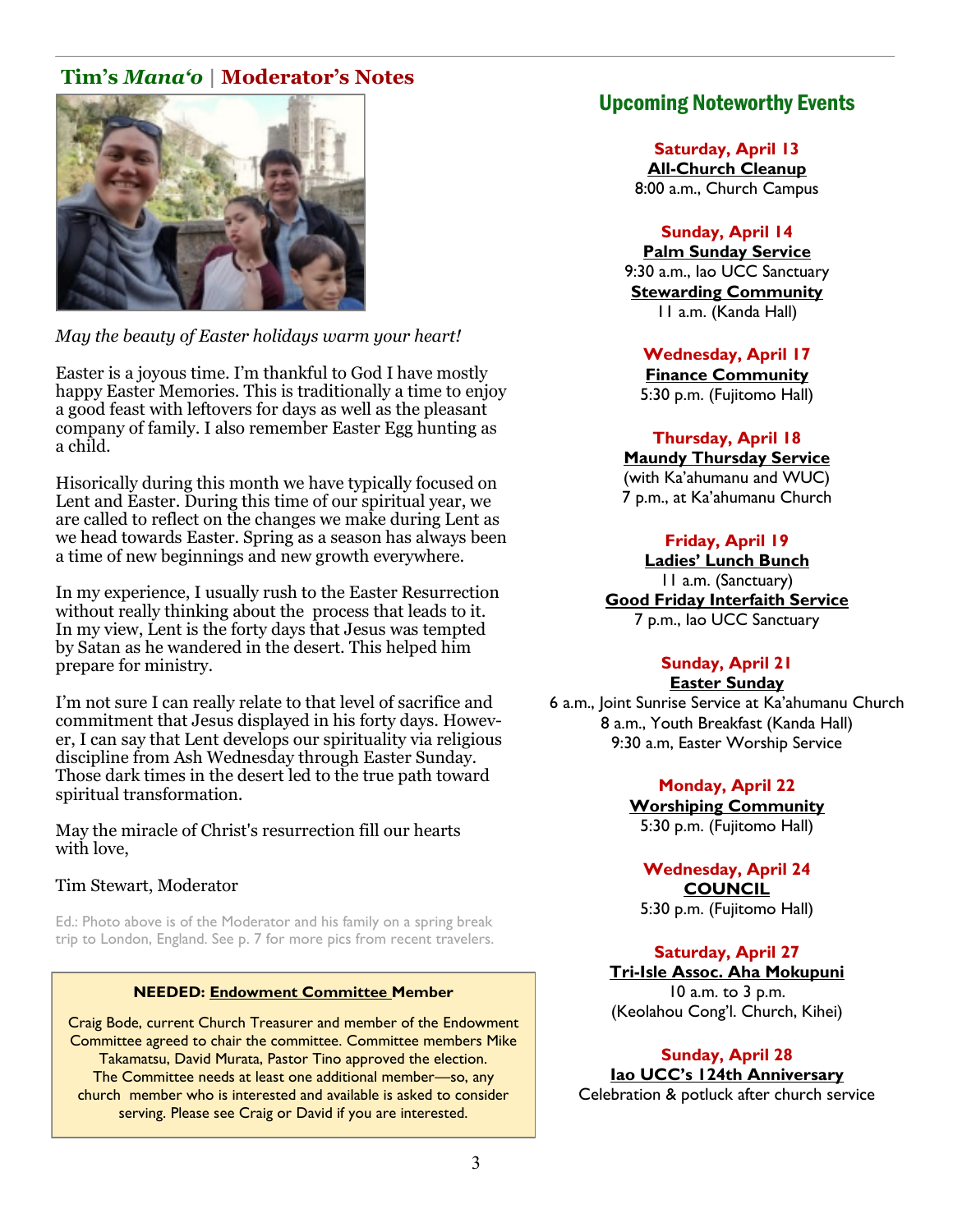## Tim's *Mana'o* | Moderator's Notes

*May the beauty of Easter holidays warm your heart!*

Easter is a joyous time. I'm thankful to God I have mostly happy Easter Memories. This is traditionally a time to enjoy a good feast with leftovers for days as well as the pleasant company of family. I also remember Easter Egg hunting as a child.

Hisorically during this month we have typically focused on Lent and Easter. During this time of our spiritual year, we are called to reflect on the changes we make during Lent as we head towards Easter. Spring as a season has always been a time of new beginnings and new growth everywhere.

In my experience, I usually rush to the Easter Resurrection without really thinking about the process that leads to it. In my view, Lent is the forty days that Jesus was tempted by Satan as he wandered in the desert. This helped him prepare for ministry.

I'm not sure I can really relate to that level of sacrifice and commitment that Jesus displayed in his forty days. However, I can say that Lent develops our spirituality via religious discipline from Ash Wednesday through Easter Sunday. Those dark times in the desert led to the true path toward spiritual transformation.

May the miracle of Christ's resurrection fill our hearts with love,

Tim Stewart, Moderator

Ed.: Photo above is of the Moderator and his family on a spring break trip to London, England. See p. 7 for more pics from recent travelers.

**NEEDED: Endowment Committee Member**

Craig Bode, current Church Treasurer and member of the Endowment Committee agreed to chair the committee. Committee members Mike Takamatsu, David Murata, Pastor Tino approved the election. The Committee needs at least one additional member—so, any church member who is interested and available is asked to consider serving. Please see Craig or David if you are interested.

## Upcoming Noteworthy Events

**Saturday, April 13**
**All-Church Cleanup**
8:00 a.m., Church Campus

**Sunday, April 14**
**Palm Sunday Service**
9:30 a.m., Iao UCC Sanctuary
**Stewarding Community**
11 a.m. (Kanda Hall)

**Wednesday, April 17**
**Finance Community**
5:30 p.m. (Fujitomo Hall)

**Thursday, April 18**
**Maundy Thursday Service**
(with Ka'ahumanu and WUC)
7 p.m., at Ka'ahumanu Church

**Friday, April 19**
**Ladies' Lunch Bunch**
11 a.m. (Sanctuary)
**Good Friday Interfaith Service**
7 p.m., Iao UCC Sanctuary

**Sunday, April 21**
**Easter Sunday**
6 a.m., Joint Sunrise Service at Ka'ahumanu Church
8 a.m., Youth Breakfast (Kanda Hall)
9:30 a.m, Easter Worship Service

**Monday, April 22**
**Worshiping Community**
5:30 p.m. (Fujitomo Hall)

**Wednesday, April 24**
**COUNCIL**
5:30 p.m. (Fujitomo Hall)

**Saturday, April 27**
**Tri-Isle Assoc. Aha Mokupuni**
10 a.m. to 3 p.m.
(Keolahou Cong'l. Church, Kihei)

**Sunday, April 28**
**Iao UCC's 124th Anniversary**
Celebration & potluck after church service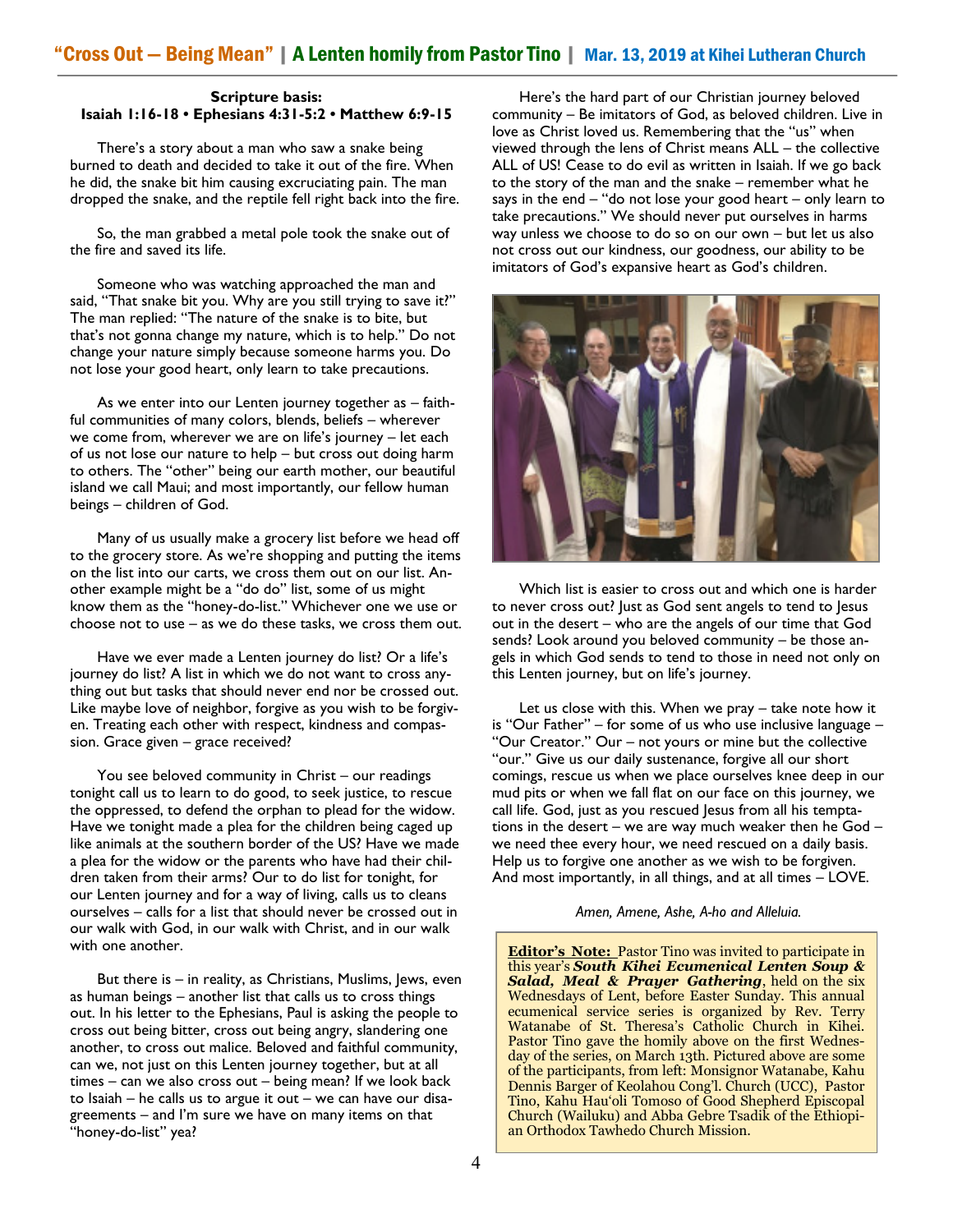# "Cross Out — Being Mean" | A Lenten homily from Pastor Tino | Mar. 13, 2019 at Kihei Lutheran Church

**Scripture basis:**
**Isaiah 1:16-18 • Ephesians 4:31-5:2 • Matthew 6:9-15**

There's a story about a man who saw a snake being burned to death and decided to take it out of the fire. When he did, the snake bit him causing excruciating pain. The man dropped the snake, and the reptile fell right back into the fire.

So, the man grabbed a metal pole took the snake out of the fire and saved its life.

Someone who was watching approached the man and said, "That snake bit you. Why are you still trying to save it?" The man replied: "The nature of the snake is to bite, but that's not gonna change my nature, which is to help." Do not change your nature simply because someone harms you. Do not lose your good heart, only learn to take precautions.

As we enter into our Lenten journey together as – faithful communities of many colors, blends, beliefs – wherever we come from, wherever we are on life's journey – let each of us not lose our nature to help – but cross out doing harm to others. The "other" being our earth mother, our beautiful island we call Maui; and most importantly, our fellow human beings – children of God.

Many of us usually make a grocery list before we head off to the grocery store. As we're shopping and putting the items on the list into our carts, we cross them out on our list. Another example might be a "do do" list, some of us might know them as the "honey-do-list." Whichever one we use or choose not to use – as we do these tasks, we cross them out.

Have we ever made a Lenten journey do list? Or a life's journey do list? A list in which we do not want to cross anything out but tasks that should never end nor be crossed out. Like maybe love of neighbor, forgive as you wish to be forgiven. Treating each other with respect, kindness and compassion. Grace given – grace received?

You see beloved community in Christ – our readings tonight call us to learn to do good, to seek justice, to rescue the oppressed, to defend the orphan to plead for the widow. Have we tonight made a plea for the children being caged up like animals at the southern border of the US? Have we made a plea for the widow or the parents who have had their children taken from their arms? Our to do list for tonight, for our Lenten journey and for a way of living, calls us to cleans ourselves – calls for a list that should never be crossed out in our walk with God, in our walk with Christ, and in our walk with one another.

But there is – in reality, as Christians, Muslims, Jews, even as human beings – another list that calls us to cross things out. In his letter to the Ephesians, Paul is asking the people to cross out being bitter, cross out being angry, slandering one another, to cross out malice. Beloved and faithful community, can we, not just on this Lenten journey together, but at all times – can we also cross out – being mean? If we look back to Isaiah – he calls us to argue it out – we can have our disagreements – and I'm sure we have on many items on that "honey-do-list" yea?

Here's the hard part of our Christian journey beloved community – Be imitators of God, as beloved children. Live in love as Christ loved us. Remembering that the "us" when viewed through the lens of Christ means ALL – the collective ALL of US! Cease to do evil as written in Isaiah. If we go back to the story of the man and the snake – remember what he says in the end – "do not lose your good heart – only learn to take precautions." We should never put ourselves in harms way unless we choose to do so on our own – but let us also not cross out our kindness, our goodness, our ability to be imitators of God's expansive heart as God's children.

Which list is easier to cross out and which one is harder to never cross out? Just as God sent angels to tend to Jesus out in the desert – who are the angels of our time that God sends? Look around you beloved community – be those angels in which God sends to tend to those in need not only on this Lenten journey, but on life's journey.

Let us close with this. When we pray – take note how it is "Our Father" – for some of us who use inclusive language – "Our Creator." Our – not yours or mine but the collective "our." Give us our daily sustenance, forgive all our short comings, rescue us when we place ourselves knee deep in our mud pits or when we fall flat on our face on this journey, we call life. God, just as you rescued Jesus from all his temptations in the desert – we are way much weaker then he God – we need thee every hour, we need rescued on a daily basis. Help us to forgive one another as we wish to be forgiven. And most importantly, in all things, and at all times – LOVE.

*Amen, Amene, Ashe, A-ho and Alleluia.*

**Editor's Note:** Pastor Tino was invited to participate in this year's ***South Kihei Ecumenical Lenten Soup & Salad, Meal & Prayer Gathering***, held on the six Wednesdays of Lent, before Easter Sunday. This annual ecumenical service series is organized by Rev. Terry Watanabe of St. Theresa's Catholic Church in Kihei. Pastor Tino gave the homily above on the first Wednesday of the series, on March 13th. Pictured above are some of the participants, from left: Monsignor Watanabe, Kahu Dennis Barger of Keolahou Cong'l. Church (UCC), Pastor Tino, Kahu Hau'oli Tomoso of Good Shepherd Episcopal Church (Wailuku) and Abba Gebre Tsadik of the Ethiopian Orthodox Tawhedo Church Mission.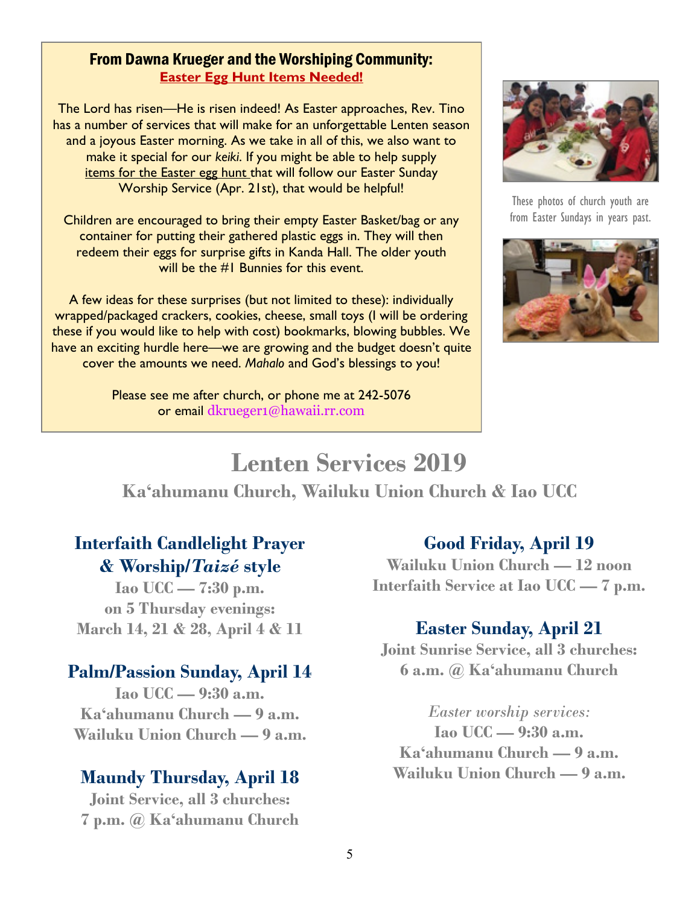### From Dawna Krueger and the Worshiping Community:

**Easter Egg Hunt Items Needed!**

The Lord has risen—He is risen indeed! As Easter approaches, Rev. Tino has a number of services that will make for an unforgettable Lenten season and a joyous Easter morning. As we take in all of this, we also want to make it special for our *keiki*. If you might be able to help supply items for the Easter egg hunt that will follow our Easter Sunday Worship Service (Apr. 21st), that would be helpful!

Children are encouraged to bring their empty Easter Basket/bag or any container for putting their gathered plastic eggs in. They will then redeem their eggs for surprise gifts in Kanda Hall. The older youth will be the #1 Bunnies for this event.

A few ideas for these surprises (but not limited to these): individually wrapped/packaged crackers, cookies, cheese, small toys (I will be ordering these if you would like to help with cost) bookmarks, blowing bubbles. We have an exciting hurdle here—we are growing and the budget doesn't quite cover the amounts we need. *Mahalo* and God's blessings to you!

Please see me after church, or phone me at 242-5076 or email dkrueger1@hawaii.rr.com

These photos of church youth are from Easter Sundays in years past.

# Lenten Services 2019

## Ka'ahumanu Church, Wailuku Union Church & Iao UCC

### Interfaith Candlelight Prayer & Worship/*Taizé* style

**Iao UCC — 7:30 p.m.**
**on 5 Thursday evenings:**
**March 14, 21 & 28, April 4 & 11**

### Palm/Passion Sunday, April 14

**Iao UCC — 9:30 a.m.**
**Ka'ahumanu Church — 9 a.m.**
**Wailuku Union Church — 9 a.m.**

### Maundy Thursday, April 18

**Joint Service, all 3 churches:**
**7 p.m. @ Ka'ahumanu Church**

### Good Friday, April 19

**Wailuku Union Church — 12 noon**
**Interfaith Service at Iao UCC — 7 p.m.**

### Easter Sunday, April 21

**Joint Sunrise Service, all 3 churches:**
**6 a.m. @ Ka'ahumanu Church**

*Easter worship services:*

**Iao UCC — 9:30 a.m.**
**Ka'ahumanu Church — 9 a.m.**
**Wailuku Union Church — 9 a.m.**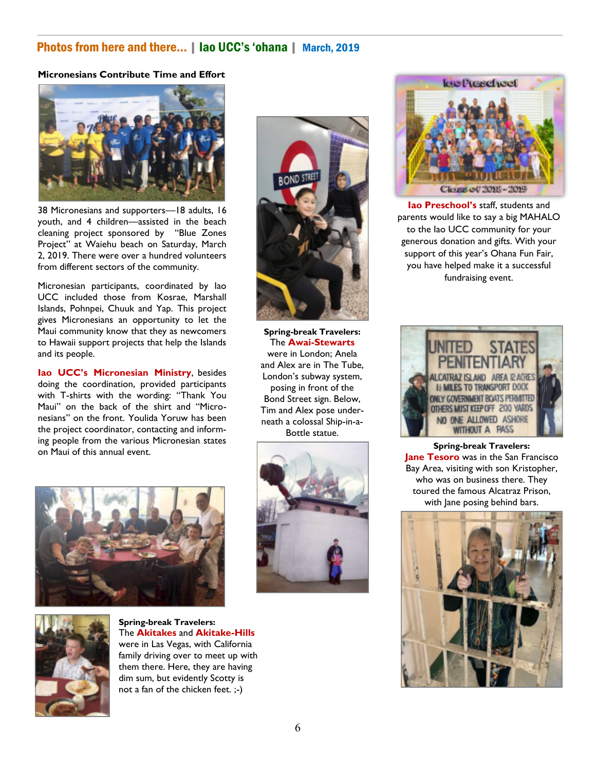## Photos from here and there... | Iao UCC's 'ohana | March, 2019

**Micronesians Contribute Time and Effort**

38 Micronesians and supporters—18 adults, 16 youth, and 4 children—assisted in the beach cleaning project sponsored by "Blue Zones Project" at Waiehu beach on Saturday, March 2, 2019. There were over a hundred volunteers from different sectors of the community.

Micronesian participants, coordinated by Iao UCC included those from Kosrae, Marshall Islands, Pohnpei, Chuuk and Yap. This project gives Micronesians an opportunity to let the Maui community know that they as newcomers to Hawaii support projects that help the Islands and its people.

**Iao UCC's Micronesian Ministry**, besides doing the coordination, provided participants with T-shirts with the wording: "Thank You Maui" on the back of the shirt and "Micronesians" on the front. Youlida Yoruw has been the project coordinator, contacting and informing people from the various Micronesian states on Maui of this annual event.

**Spring-break Travelers:** The **Akitakes** and **Akitake-Hills** were in Las Vegas, with California family driving over to meet up with them there. Here, they are having dim sum, but evidently Scotty is not a fan of the chicken feet. ;-)

**Spring-break Travelers:** The **Awai-Stewarts** were in London; Anela and Alex are in The Tube, London's subway system, posing in front of the Bond Street sign. Below, Tim and Alex pose underneath a colossal Ship-in-a-Bottle statue.

**Iao Preschool's** staff, students and parents would like to say a big MAHALO to the Iao UCC community for your generous donation and gifts. With your support of this year's Ohana Fun Fair, you have helped make it a successful fundraising event.

**Spring-break Travelers:** **Jane Tesoro** was in the San Francisco Bay Area, visiting with son Kristopher, who was on business there. They toured the famous Alcatraz Prison, with Jane posing behind bars.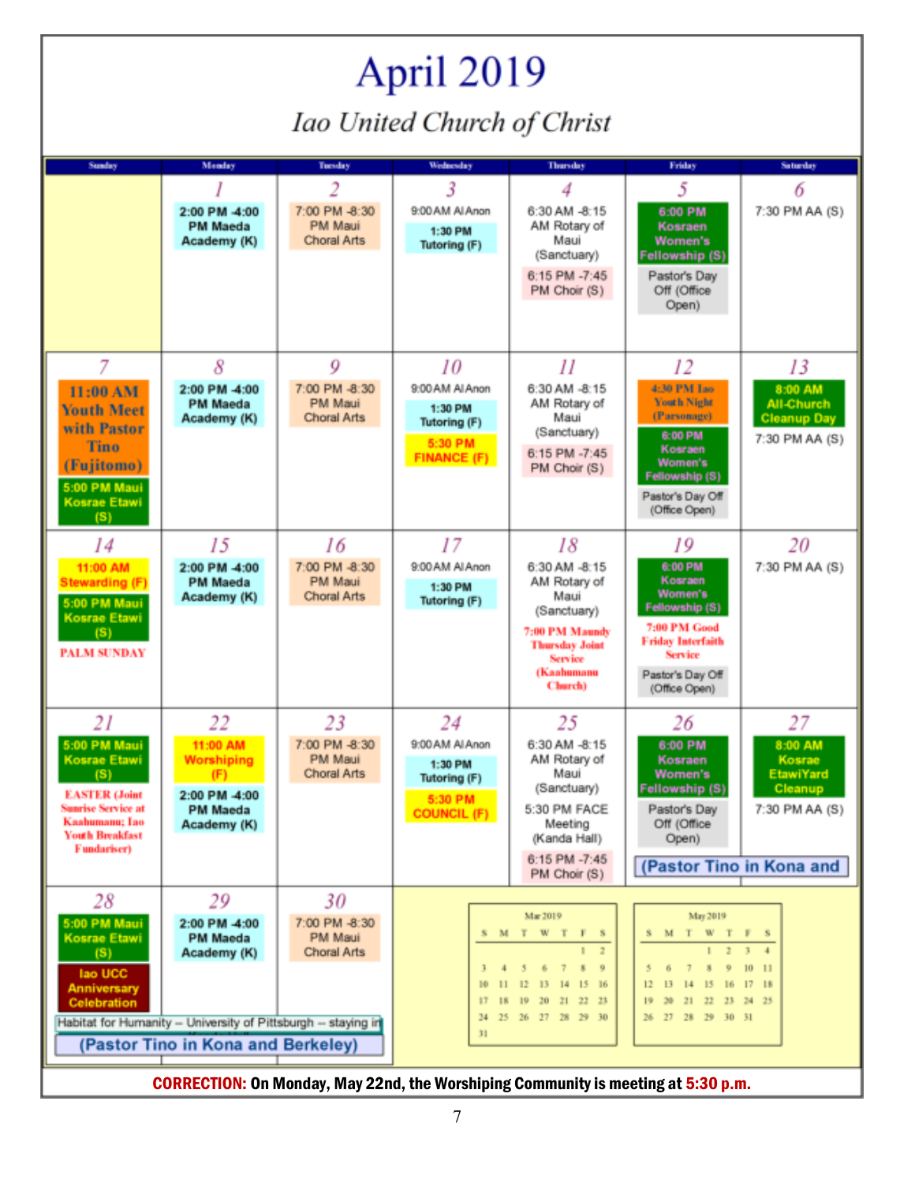# April 2019

## *Iao United Church of Christ*

| Sunday | Monday | Tuesday | Wednesday | Thursday | Friday | Saturday |
|---|---|---|---|---|---|---|
| | 1<br>**2:00 PM -4:00 PM Maeda Academy (K)** | 2<br>7:00 PM -8:30 PM Maui Choral Arts | 3<br>9:00AM Al Anon<br>**1:30 PM Tutoring (F)** | 4<br>6:30 AM -8:15 AM Rotary of Maui (Sanctuary)<br>6:15 PM -7:45 PM Choir (S) | 5<br>**6:00 PM Kosraen Women's Fellowship (S)**<br>Pastor's Day Off (Office Open) | 6<br>7:30 PM AA (S) |
| 7<br>**11:00 AM Youth Meet with Pastor Tino (Fujitomo)**<br>**5:00 PM Maui Kosrae Etawi (S)** | 8<br>**2:00 PM -4:00 PM Maeda Academy (K)** | 9<br>7:00 PM -8:30 PM Maui Choral Arts | 10<br>9:00AM Al Anon<br>**1:30 PM Tutoring (F)**<br>**5:30 PM FINANCE (F)** | 11<br>6:30 AM -8:15 AM Rotary of Maui (Sanctuary)<br>6:15 PM -7:45 PM Choir (S) | 12<br>**4:30 PM Iao Youth Night (Parsonage)**<br>**6:00 PM Kosraen Women's Fellowship (S)**<br>Pastor's Day Off (Office Open) | 13<br>**8:00 AM All-Church Cleanup Day**<br>7:30 PM AA (S) |
| 14<br>**11:00 AM Stewarding (F)**<br>**5:00 PM Maui Kosrae Etawi (S)**<br>PALM SUNDAY | 15<br>**2:00 PM -4:00 PM Maeda Academy (K)** | 16<br>7:00 PM -8:30 PM Maui Choral Arts | 17<br>9:00AM Al Anon<br>**1:30 PM Tutoring (F)** | 18<br>6:30 AM -8:15 AM Rotary of Maui (Sanctuary)<br>**7:00 PM Maundy Thursday Joint Service (Kaahumanu Church)** | 19<br>**6:00 PM Kosraen Women's Fellowship (S)**<br>**7:00 PM Good Friday Interfaith Service**<br>Pastor's Day Off (Office Open) | 20<br>7:30 PM AA (S) |
| 21<br>**5:00 PM Maui Kosrae Etawi (S)**<br>**EASTER (Joint Sunrise Service at Kaahumanu; Iao Youth Breakfast Fundariser)** | 22<br>**11:00 AM Worshiping (F)**<br>**2:00 PM -4:00 PM Maeda Academy (K)** | 23<br>7:00 PM -8:30 PM Maui Choral Arts | 24<br>9:00AM Al Anon<br>**1:30 PM Tutoring (F)**<br>**5:30 PM COUNCIL (F)** | 25<br>6:30 AM -8:15 AM Rotary of Maui (Sanctuary)<br>5:30 PM FACE Meeting (Kanda Hall)<br>6:15 PM -7:45 PM Choir (S) | 26<br>**6:00 PM Kosraen Women's Fellowship (S)**<br>Pastor's Day Off (Office Open)<br>(Pastor Tino in Kona and | 27<br>**8:00 AM Kosrae EtawiYard Cleanup**<br>7:30 PM AA (S) |
| 28<br>**5:00 PM Maui Kosrae Etawi (S)**<br>**Iao UCC Anniversary Celebration**<br>Habitat for Humanity – University of Pittsburgh – staying in<br>(Pastor Tino in Kona and Berkeley) | 29<br>**2:00 PM -4:00 PM Maeda Academy (K)** | 30<br>7:00 PM -8:30 PM Maui Choral Arts | | | | |

**Mar 2019**

| S | M | T | W | T | F | S |
|---|---|---|---|---|---|---|
| | | | | | 1 | 2 |
| 3 | 4 | 5 | 6 | 7 | 8 | 9 |
| 10 | 11 | 12 | 13 | 14 | 15 | 16 |
| 17 | 18 | 19 | 20 | 21 | 22 | 23 |
| 24 | 25 | 26 | 27 | 28 | 29 | 30 |
| 31 | | | | | | |

**May 2019**

| S | M | T | W | T | F | S |
|---|---|---|---|---|---|---|
| | | | 1 | 2 | 3 | 4 |
| 5 | 6 | 7 | 8 | 9 | 10 | 11 |
| 12 | 13 | 14 | 15 | 16 | 17 | 18 |
| 19 | 20 | 21 | 22 | 23 | 24 | 25 |
| 26 | 27 | 28 | 29 | 30 | 31 | |

**CORRECTION:** On Monday, May 22nd, the Worshiping Community is meeting at 5:30 p.m.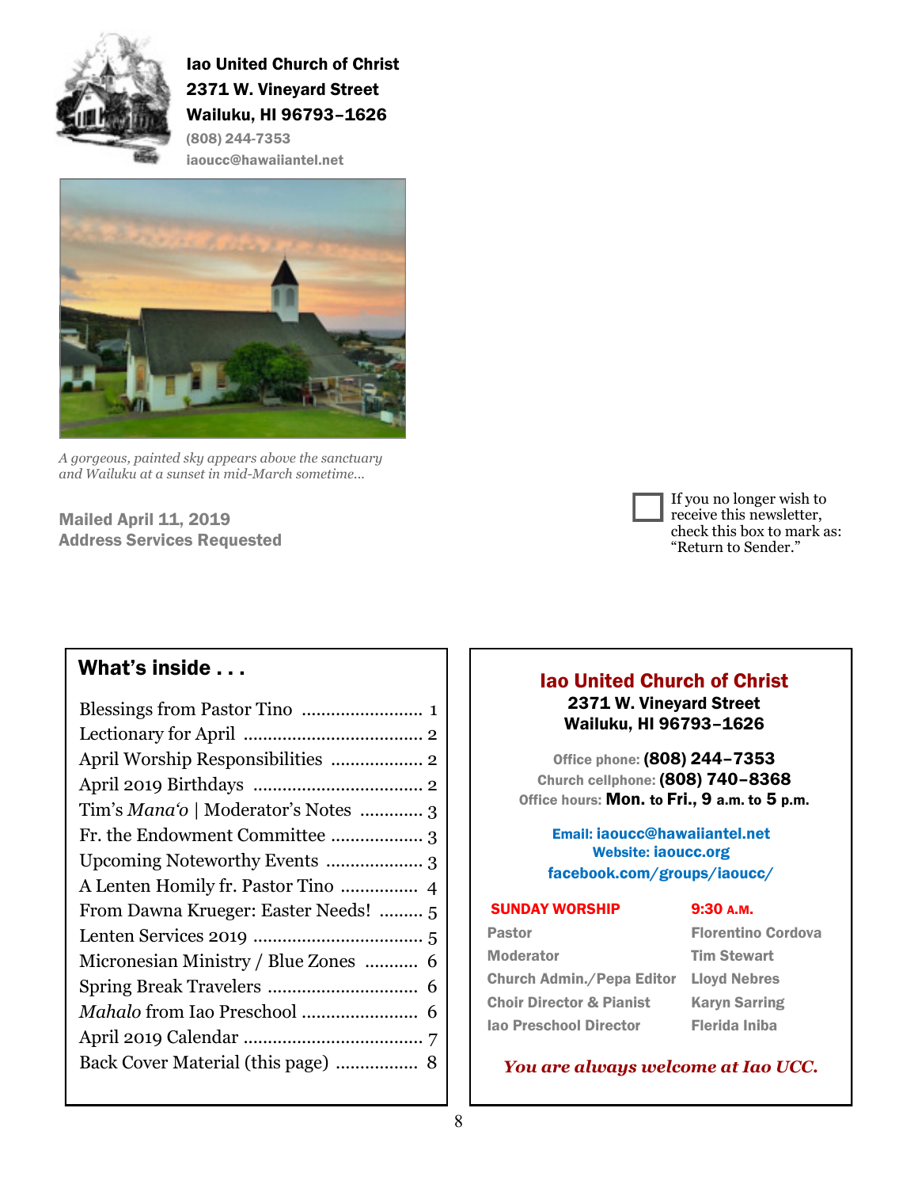**Iao United Church of Christ**
**2371 W. Vineyard Street**
**Wailuku, HI 96793–1626**
(808) 244-7353
iaoucc@hawaiiantel.net

*A gorgeous, painted sky appears above the sanctuary and Wailuku at a sunset in mid-March sometime...*

**Mailed April 11, 2019**
**Address Services Requested**

☐ If you no longer wish to receive this newsletter, check this box to mark as: "Return to Sender."

## What's inside . . .

| | |
|---|---|
| Blessings from Pastor Tino | 1 |
| Lectionary for April | 2 |
| April Worship Responsibilities | 2 |
| April 2019 Birthdays | 2 |
| Tim's *Mana'o* \| Moderator's Notes | 3 |
| Fr. the Endowment Committee | 3 |
| Upcoming Noteworthy Events | 3 |
| A Lenten Homily fr. Pastor Tino | 4 |
| From Dawna Krueger: Easter Needs! | 5 |
| Lenten Services 2019 | 5 |
| Micronesian Ministry / Blue Zones | 6 |
| Spring Break Travelers | 6 |
| *Mahalo* from Iao Preschool | 6 |
| April 2019 Calendar | 7 |
| Back Cover Material (this page) | 8 |

## Iao United Church of Christ

**2371 W. Vineyard Street**
**Wailuku, HI 96793–1626**

Office phone: **(808) 244–7353**
Church cellphone: **(808) 740–8368**
Office hours: **Mon.** to **Fri., 9** a.m. to **5** p.m.

Email: iaoucc@hawaiiantel.net
Website: iaoucc.org
facebook.com/groups/iaoucc/

| | |
|---|---|
| **SUNDAY WORSHIP** | **9:30 A.M.** |
| Pastor | Florentino Cordova |
| Moderator | Tim Stewart |
| Church Admin./Pepa Editor | Lloyd Nebres |
| Choir Director & Pianist | Karyn Sarring |
| Iao Preschool Director | Flerida Iniba |

***You are always welcome at Iao UCC.***